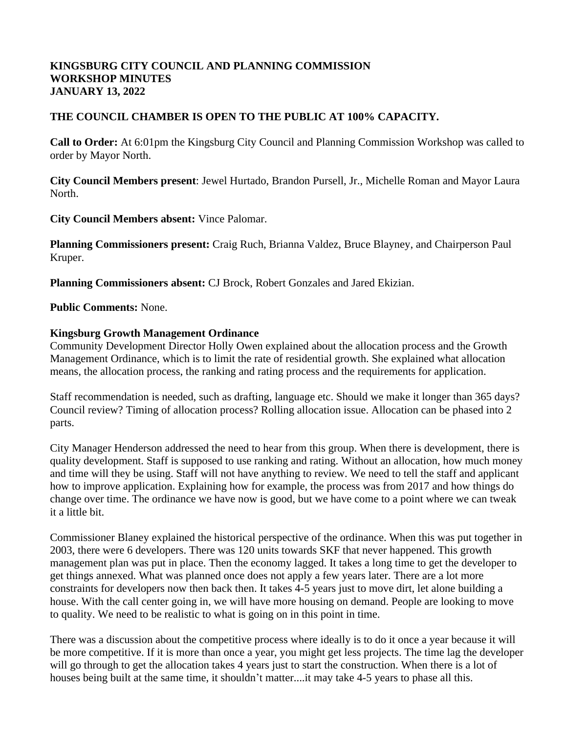**KINGSBURG CITY COUNCIL AND PLANNING COMMISSION**
**WORKSHOP MINUTES**
**JANUARY 13, 2022**

**THE COUNCIL CHAMBER IS OPEN TO THE PUBLIC AT 100% CAPACITY.**

**Call to Order:** At 6:01pm the Kingsburg City Council and Planning Commission Workshop was called to order by Mayor North.

**City Council Members present**: Jewel Hurtado, Brandon Pursell, Jr., Michelle Roman and Mayor Laura North.

**City Council Members absent:** Vince Palomar.

**Planning Commissioners present:** Craig Ruch, Brianna Valdez, Bruce Blayney, and Chairperson Paul Kruper.

**Planning Commissioners absent:** CJ Brock, Robert Gonzales and Jared Ekizian.

**Public Comments:** None.

**Kingsburg Growth Management Ordinance**

Community Development Director Holly Owen explained about the allocation process and the Growth Management Ordinance, which is to limit the rate of residential growth. She explained what allocation means, the allocation process, the ranking and rating process and the requirements for application.

Staff recommendation is needed, such as drafting, language etc. Should we make it longer than 365 days? Council review? Timing of allocation process? Rolling allocation issue. Allocation can be phased into 2 parts.

City Manager Henderson addressed the need to hear from this group. When there is development, there is quality development. Staff is supposed to use ranking and rating. Without an allocation, how much money and time will they be using. Staff will not have anything to review. We need to tell the staff and applicant how to improve application. Explaining how for example, the process was from 2017 and how things do change over time. The ordinance we have now is good, but we have come to a point where we can tweak it a little bit.

Commissioner Blaney explained the historical perspective of the ordinance. When this was put together in 2003, there were 6 developers. There was 120 units towards SKF that never happened. This growth management plan was put in place. Then the economy lagged. It takes a long time to get the developer to get things annexed. What was planned once does not apply a few years later. There are a lot more constraints for developers now then back then. It takes 4-5 years just to move dirt, let alone building a house. With the call center going in, we will have more housing on demand. People are looking to move to quality. We need to be realistic to what is going on in this point in time.

There was a discussion about the competitive process where ideally is to do it once a year because it will be more competitive. If it is more than once a year, you might get less projects. The time lag the developer will go through to get the allocation takes 4 years just to start the construction. When there is a lot of houses being built at the same time, it shouldn't matter....it may take 4-5 years to phase all this.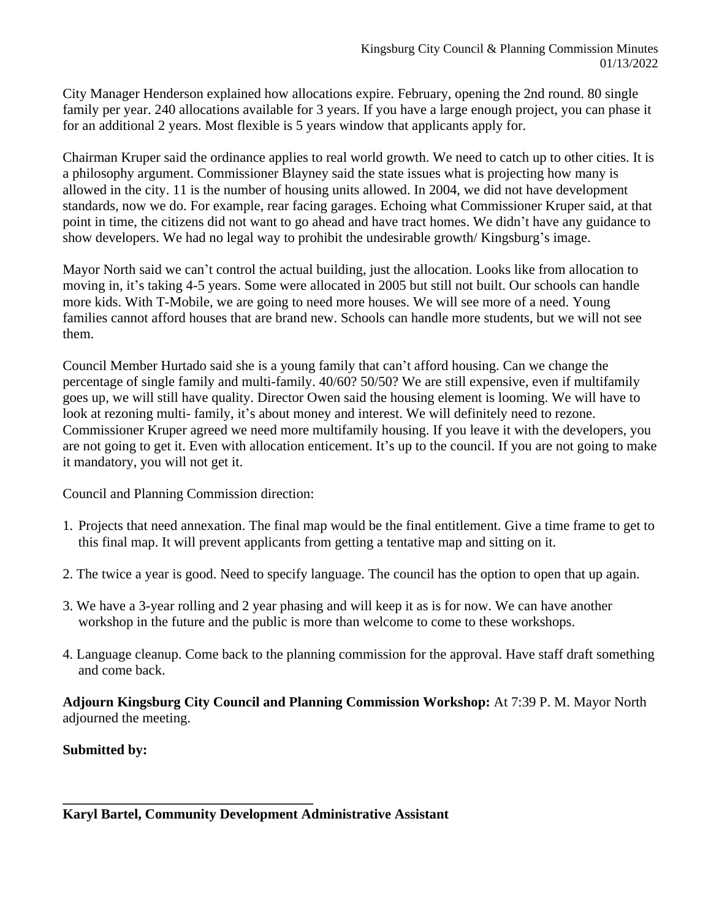City Manager Henderson explained how allocations expire. February, opening the 2nd round. 80 single family per year. 240 allocations available for 3 years. If you have a large enough project, you can phase it for an additional 2 years. Most flexible is 5 years window that applicants apply for.

Chairman Kruper said the ordinance applies to real world growth. We need to catch up to other cities. It is a philosophy argument. Commissioner Blayney said the state issues what is projecting how many is allowed in the city. 11 is the number of housing units allowed. In 2004, we did not have development standards, now we do. For example, rear facing garages. Echoing what Commissioner Kruper said, at that point in time, the citizens did not want to go ahead and have tract homes. We didn't have any guidance to show developers. We had no legal way to prohibit the undesirable growth/ Kingsburg's image.

Mayor North said we can't control the actual building, just the allocation. Looks like from allocation to moving in, it's taking 4-5 years. Some were allocated in 2005 but still not built. Our schools can handle more kids. With T-Mobile, we are going to need more houses. We will see more of a need. Young families cannot afford houses that are brand new. Schools can handle more students, but we will not see them.

Council Member Hurtado said she is a young family that can't afford housing. Can we change the percentage of single family and multi-family. 40/60? 50/50? We are still expensive, even if multifamily goes up, we will still have quality. Director Owen said the housing element is looming. We will have to look at rezoning multi- family, it's about money and interest. We will definitely need to rezone. Commissioner Kruper agreed we need more multifamily housing. If you leave it with the developers, you are not going to get it. Even with allocation enticement. It's up to the council. If you are not going to make it mandatory, you will not get it.

Council and Planning Commission direction:

1. Projects that need annexation. The final map would be the final entitlement. Give a time frame to get to this final map. It will prevent applicants from getting a tentative map and sitting on it.

2. The twice a year is good. Need to specify language. The council has the option to open that up again.

3. We have a 3-year rolling and 2 year phasing and will keep it as is for now. We can have another workshop in the future and the public is more than welcome to come to these workshops.

4. Language cleanup. Come back to the planning commission for the approval. Have staff draft something and come back.

**Adjourn Kingsburg City Council and Planning Commission Workshop:** At 7:39 P. M. Mayor North adjourned the meeting.

**Submitted by:**

**\_\_\_\_\_\_\_\_\_\_\_\_\_\_\_\_\_\_\_\_\_\_\_\_\_\_\_\_\_\_\_\_\_\_\_\_**

**Karyl Bartel, Community Development Administrative Assistant**